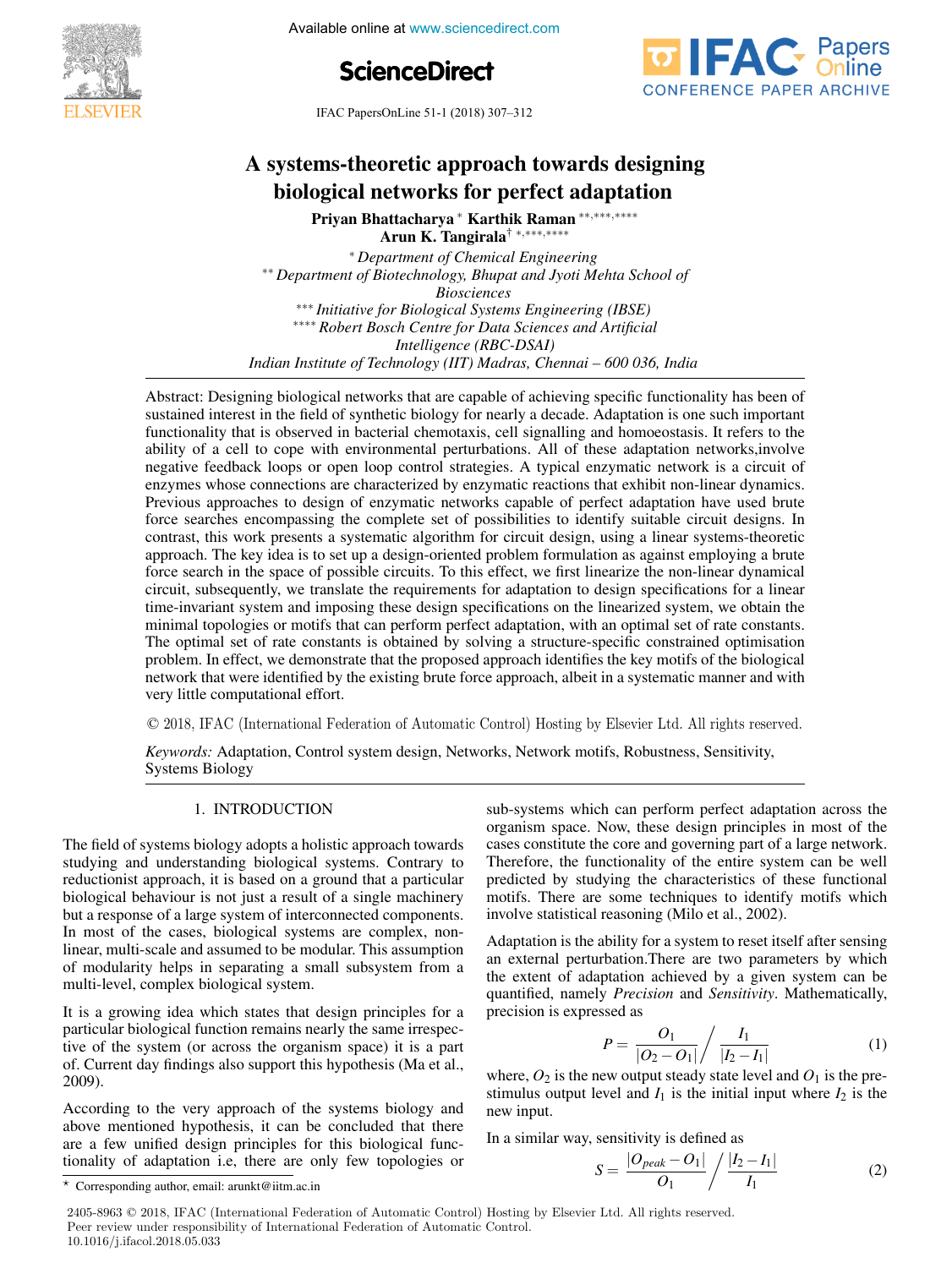# A systems-theoretic approach towards designing biological networks for perfect adaptation

**Priyan Bhattacharya** [*] **Karthik Raman** [**,***,****] **Arun K. Tangirala**[†] [*,***,****]

[*] *Department of Chemical Engineering*
[**] *Department of Biotechnology, Bhupat and Jyoti Mehta School of Biosciences*
[***] *Initiative for Biological Systems Engineering (IBSE)*
[****] *Robert Bosch Centre for Data Sciences and Artificial Intelligence (RBC-DSAI)*
*Indian Institute of Technology (IIT) Madras, Chennai – 600 036, India*

Abstract: Designing biological networks that are capable of achieving specific functionality has been of sustained interest in the field of synthetic biology for nearly a decade. Adaptation is one such important functionality that is observed in bacterial chemotaxis, cell signalling and homoeostasis. It refers to the ability of a cell to cope with environmental perturbations. All of these adaptation networks,involve negative feedback loops or open loop control strategies. A typical enzymatic network is a circuit of enzymes whose connections are characterized by enzymatic reactions that exhibit non-linear dynamics. Previous approaches to design of enzymatic networks capable of perfect adaptation have used brute force searches encompassing the complete set of possibilities to identify suitable circuit designs. In contrast, this work presents a systematic algorithm for circuit design, using a linear systems-theoretic approach. The key idea is to set up a design-oriented problem formulation as against employing a brute force search in the space of possible circuits. To this effect, we first linearize the non-linear dynamical circuit, subsequently, we translate the requirements for adaptation to design specifications for a linear time-invariant system and imposing these design specifications on the linearized system, we obtain the minimal topologies or motifs that can perform perfect adaptation, with an optimal set of rate constants. The optimal set of rate constants is obtained by solving a structure-specific constrained optimisation problem. In effect, we demonstrate that the proposed approach identifies the key motifs of the biological network that were identified by the existing brute force approach, albeit in a systematic manner and with very little computational effort.

© 2018, IFAC (International Federation of Automatic Control) Hosting by Elsevier Ltd. All rights reserved.

*Keywords:* Adaptation, Control system design, Networks, Network motifs, Robustness, Sensitivity, Systems Biology

## 1. INTRODUCTION

The field of systems biology adopts a holistic approach towards studying and understanding biological systems. Contrary to reductionist approach, it is based on a ground that a particular biological behaviour is not just a result of a single machinery but a response of a large system of interconnected components. In most of the cases, biological systems are complex, non-linear, multi-scale and assumed to be modular. This assumption of modularity helps in separating a small subsystem from a multi-level, complex biological system.

It is a growing idea which states that design principles for a particular biological function remains nearly the same irrespective of the system (or across the organism space) it is a part of. Current day findings also support this hypothesis (Ma et al., 2009).

According to the very approach of the systems biology and above mentioned hypothesis, it can be concluded that there are a few unified design principles for this biological functionality of adaptation i.e, there are only few topologies or sub-systems which can perform perfect adaptation across the organism space. Now, these design principles in most of the cases constitute the core and governing part of a large network. Therefore, the functionality of the entire system can be well predicted by studying the characteristics of these functional motifs. There are some techniques to identify motifs which involve statistical reasoning (Milo et al., 2002).

Adaptation is the ability for a system to reset itself after sensing an external perturbation.There are two parameters by which the extent of adaptation achieved by a given system can be quantified, namely *Precision* and *Sensitivity*. Mathematically, precision is expressed as

$$P = \frac{O_1}{|O_2 - O_1|} \Bigg/ \frac{I_1}{|I_2 - I_1|} \tag{1}$$

where, $O_2$ is the new output steady state level and $O_1$ is the pre-stimulus output level and $I_1$ is the initial input where $I_2$ is the new input.

In a similar way, sensitivity is defined as

$$S = \frac{|O_{peak} - O_1|}{O_1} \Bigg/ \frac{|I_2 - I_1|}{I_1} \tag{2}$$

[⋆] Corresponding author, email: arunkt@iitm.ac.in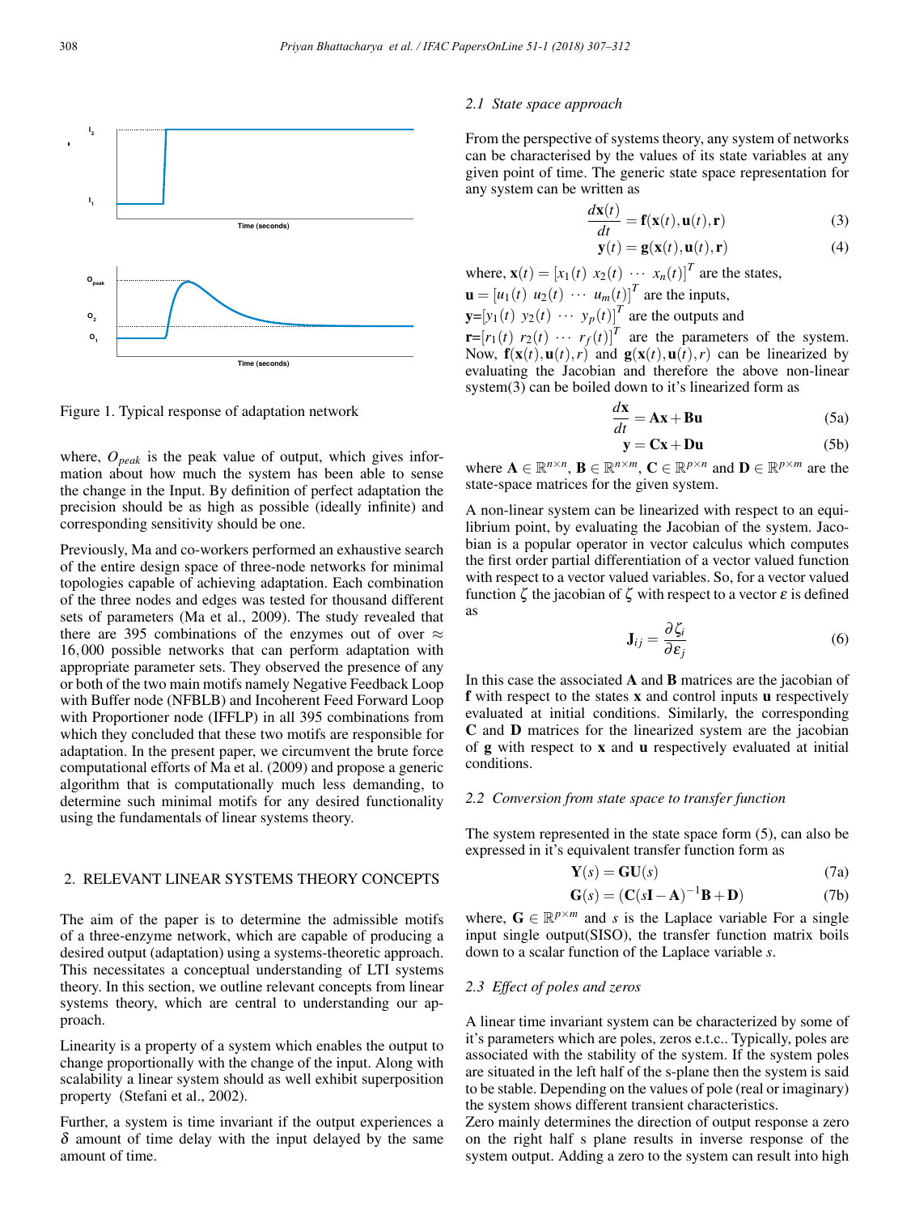Figure 1. Typical response of adaptation network

where, $O_{peak}$ is the peak value of output, which gives information about how much the system has been able to sense the change in the Input. By definition of perfect adaptation the precision should be as high as possible (ideally infinite) and corresponding sensitivity should be one.

Previously, Ma and co-workers performed an exhaustive search of the entire design space of three-node networks for minimal topologies capable of achieving adaptation. Each combination of the three nodes and edges was tested for thousand different sets of parameters (Ma et al., 2009). The study revealed that there are 395 combinations of the enzymes out of over $\approx 16,000$ possible networks that can perform adaptation with appropriate parameter sets. They observed the presence of any or both of the two main motifs namely Negative Feedback Loop with Buffer node (NFBLB) and Incoherent Feed Forward Loop with Proportioner node (IFFLP) in all 395 combinations from which they concluded that these two motifs are responsible for adaptation. In the present paper, we circumvent the brute force computational efforts of Ma et al. (2009) and propose a generic algorithm that is computationally much less demanding, to determine such minimal motifs for any desired functionality using the fundamentals of linear systems theory.

## 2. RELEVANT LINEAR SYSTEMS THEORY CONCEPTS

The aim of the paper is to determine the admissible motifs of a three-enzyme network, which are capable of producing a desired output (adaptation) using a systems-theoretic approach. This necessitates a conceptual understanding of LTI systems theory. In this section, we outline relevant concepts from linear systems theory, which are central to understanding our approach.

Linearity is a property of a system which enables the output to change proportionally with the change of the input. Along with scalability a linear system should as well exhibit superposition property (Stefani et al., 2002).

Further, a system is time invariant if the output experiences a $\delta$ amount of time delay with the input delayed by the same amount of time.

### 2.1 State space approach

From the perspective of systems theory, any system of networks can be characterised by the values of its state variables at any given point of time. The generic state space representation for any system can be written as

$$\frac{d\mathbf{x}(t)}{dt} = \mathbf{f}(\mathbf{x}(t), \mathbf{u}(t), \mathbf{r}) \tag{3}$$

$$\mathbf{y}(t) = \mathbf{g}(\mathbf{x}(t), \mathbf{u}(t), \mathbf{r}) \tag{4}$$

where, $\mathbf{x}(t) = [x_1(t)\ x_2(t)\ \cdots\ x_n(t)]^T$ are the states,
$\mathbf{u} = [u_1(t)\ u_2(t)\ \cdots\ u_m(t)]^T$ are the inputs,
$\mathbf{y} = [y_1(t)\ y_2(t)\ \cdots\ y_p(t)]^T$ are the outputs and
$\mathbf{r} = [r_1(t)\ r_2(t)\ \cdots\ r_f(t)]^T$ are the parameters of the system. Now, $\mathbf{f}(\mathbf{x}(t), \mathbf{u}(t), r)$ and $\mathbf{g}(\mathbf{x}(t), \mathbf{u}(t), r)$ can be linearized by evaluating the Jacobian and therefore the above non-linear system(3) can be boiled down to it's linearized form as

$$\frac{d\mathbf{x}}{dt} = \mathbf{A}\mathbf{x} + \mathbf{B}\mathbf{u} \tag{5a}$$

$$\mathbf{y} = \mathbf{C}\mathbf{x} + \mathbf{D}\mathbf{u} \tag{5b}$$

where $\mathbf{A} \in \mathbb{R}^{n\times n}$, $\mathbf{B} \in \mathbb{R}^{n\times m}$, $\mathbf{C} \in \mathbb{R}^{p\times n}$ and $\mathbf{D} \in \mathbb{R}^{p\times m}$ are the state-space matrices for the given system.

A non-linear system can be linearized with respect to an equilibrium point, by evaluating the Jacobian of the system. Jacobian is a popular operator in vector calculus which computes the first order partial differentiation of a vector valued function with respect to a vector valued variables. So, for a vector valued function $\zeta$ the jacobian of $\zeta$ with respect to a vector $\varepsilon$ is defined as

$$\mathbf{J}_{ij} = \frac{\partial \zeta_i}{\partial \varepsilon_j} \tag{6}$$

In this case the associated $\mathbf{A}$ and $\mathbf{B}$ matrices are the jacobian of $\mathbf{f}$ with respect to the states $\mathbf{x}$ and control inputs $\mathbf{u}$ respectively evaluated at initial conditions. Similarly, the corresponding $\mathbf{C}$ and $\mathbf{D}$ matrices for the linearized system are the jacobian of $\mathbf{g}$ with respect to $\mathbf{x}$ and $\mathbf{u}$ respectively evaluated at initial conditions.

### 2.2 Conversion from state space to transfer function

The system represented in the state space form (5), can also be expressed in it's equivalent transfer function form as

$$\mathbf{Y}(s) = \mathbf{G}\mathbf{U}(s) \tag{7a}$$

$$\mathbf{G}(s) = (\mathbf{C}(s\mathbf{I} - \mathbf{A})^{-1}\mathbf{B} + \mathbf{D}) \tag{7b}$$

where, $\mathbf{G} \in \mathbb{R}^{p\times m}$ and $s$ is the Laplace variable For a single input single output(SISO), the transfer function matrix boils down to a scalar function of the Laplace variable $s$.

### 2.3 Effect of poles and zeros

A linear time invariant system can be characterized by some of it's parameters which are poles, zeros e.t.c.. Typically, poles are associated with the stability of the system. If the system poles are situated in the left half of the s-plane then the system is said to be stable. Depending on the values of pole (real or imaginary) the system shows different transient characteristics.
Zero mainly determines the direction of output response a zero on the right half s plane results in inverse response of the system output. Adding a zero to the system can result into high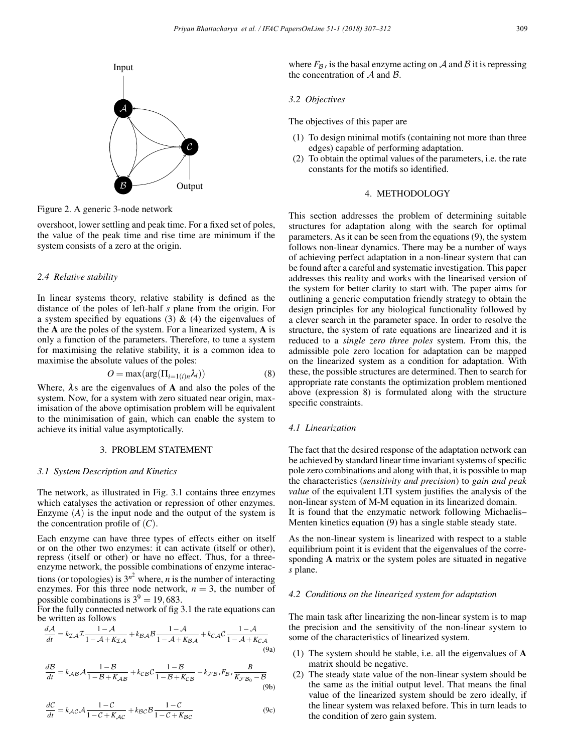Figure 2. A generic 3-node network

overshoot, lower settling and peak time. For a fixed set of poles, the value of the peak time and rise time are minimum if the system consists of a zero at the origin.

### 2.4 Relative stability

In linear systems theory, relative stability is defined as the distance of the poles of left-half $s$ plane from the origin. For a system specified by equations (3) & (4) the eigenvalues of the $\mathbf{A}$ are the poles of the system. For a linearized system, $\mathbf{A}$ is only a function of the parameters. Therefore, to tune a system for maximising the relative stability, it is a common idea to maximise the absolute values of the poles:

$$O = \max(\arg(\Pi_{i=1(i)n}\lambda_i)) \tag{8}$$

Where, $\lambda$s are the eigenvalues of $\mathbf{A}$ and also the poles of the system. Now, for a system with zero situated near origin, maximisation of the above optimisation problem will be equivalent to the minimisation of gain, which can enable the system to achieve its initial value asymptotically.

## 3. PROBLEM STATEMENT

### 3.1 System Description and Kinetics

The network, as illustrated in Fig. 3.1 contains three enzymes which catalyses the activation or repression of other enzymes. Enzyme $(A)$ is the input node and the output of the system is the concentration profile of $(C)$.

Each enzyme can have three types of effects either on itself or on the other two enzymes: it can activate (itself or other), repress (itself or other) or have no effect. Thus, for a three-enzyme network, the possible combinations of enzyme interactions (or topologies) is $3^{n^2}$ where, $n$ is the number of interacting enzymes. For this three node network, $n = 3$, the number of possible combinations is $3^9 = 19,683$.

For the fully connected network of fig 3.1 the rate equations can be written as follows

$$\frac{d\mathcal{A}}{dt} = k_{\mathcal{IA}}\mathcal{I}\frac{1-\mathcal{A}}{1-\mathcal{A}+K_{\mathcal{IA}}} + k_{\mathcal{BA}}\mathcal{B}\frac{1-\mathcal{A}}{1-\mathcal{A}+K_{\mathcal{BA}}} + k_{\mathcal{CA}}\mathcal{C}\frac{1-\mathcal{A}}{1-\mathcal{A}+K_{\mathcal{CA}}} \tag{9a}$$

$$\frac{d\mathcal{B}}{dt} = k_{\mathcal{AB}}\mathcal{A}\frac{1-\mathcal{B}}{1-\mathcal{B}+K_{\mathcal{AB}}} + k_{\mathcal{CB}}\mathcal{C}\frac{1-\mathcal{B}}{1-\mathcal{B}+K_{\mathcal{CB}}} - k_{\mathcal{FB}'}F_{\mathcal{B}'}\frac{B}{K_{\mathcal{FB}_0}-\mathcal{B}} \tag{9b}$$

$$\frac{d\mathcal{C}}{dt} = k_{\mathcal{AC}}\mathcal{A}\frac{1-\mathcal{C}}{1-\mathcal{C}+K_{\mathcal{AC}}} + k_{\mathcal{BC}}\mathcal{B}\frac{1-\mathcal{C}}{1-\mathcal{C}+K_{\mathcal{BC}}} \tag{9c}$$

where $F_{\mathcal{B}'}$ is the basal enzyme acting on $\mathcal{A}$ and $\mathcal{B}$ it is repressing the concentration of $\mathcal{A}$ and $\mathcal{B}$.

### 3.2 Objectives

The objectives of this paper are

1. To design minimal motifs (containing not more than three edges) capable of performing adaptation.
2. To obtain the optimal values of the parameters, i.e. the rate constants for the motifs so identified.

## 4. METHODOLOGY

This section addresses the problem of determining suitable structures for adaptation along with the search for optimal parameters. As it can be seen from the equations (9), the system follows non-linear dynamics. There may be a number of ways of achieving perfect adaptation in a non-linear system that can be found after a careful and systematic investigation. This paper addresses this reality and works with the linearised version of the system for better clarity to start with. The paper aims for outlining a generic computation friendly strategy to obtain the design principles for any biological functionality followed by a clever search in the parameter space. In order to resolve the structure, the system of rate equations are linearized and it is reduced to a *single zero three poles* system. From this, the admissible pole zero location for adaptation can be mapped on the linearized system as a condition for adaptation. With these, the possible structures are determined. Then to search for appropriate rate constants the optimization problem mentioned above (expression 8) is formulated along with the structure specific constraints.

### 4.1 Linearization

The fact that the desired response of the adaptation network can be achieved by standard linear time invariant systems of specific pole zero combinations and along with that, it is possible to map the characteristics (*sensitivity and precision*) to *gain and peak value* of the equivalent LTI system justifies the analysis of the non-linear system of M-M equation in its linearized domain.

It is found that the enzymatic network following Michaelis–Menten kinetics equation (9) has a single stable steady state.

As the non-linear system is linearized with respect to a stable equilibrium point it is evident that the eigenvalues of the corresponding $\mathbf{A}$ matrix or the system poles are situated in negative $s$ plane.

### 4.2 Conditions on the linearized system for adaptation

The main task after linearizing the non-linear system is to map the precision and the sensitivity of the non-linear system to some of the characteristics of linearized system.

1. The system should be stable, i.e. all the eigenvalues of $\mathbf{A}$ matrix should be negative.
2. The steady state value of the non-linear system should be the same as the initial output level. That means the final value of the linearized system should be zero ideally, if the linear system was relaxed before. This in turn leads to the condition of zero gain system.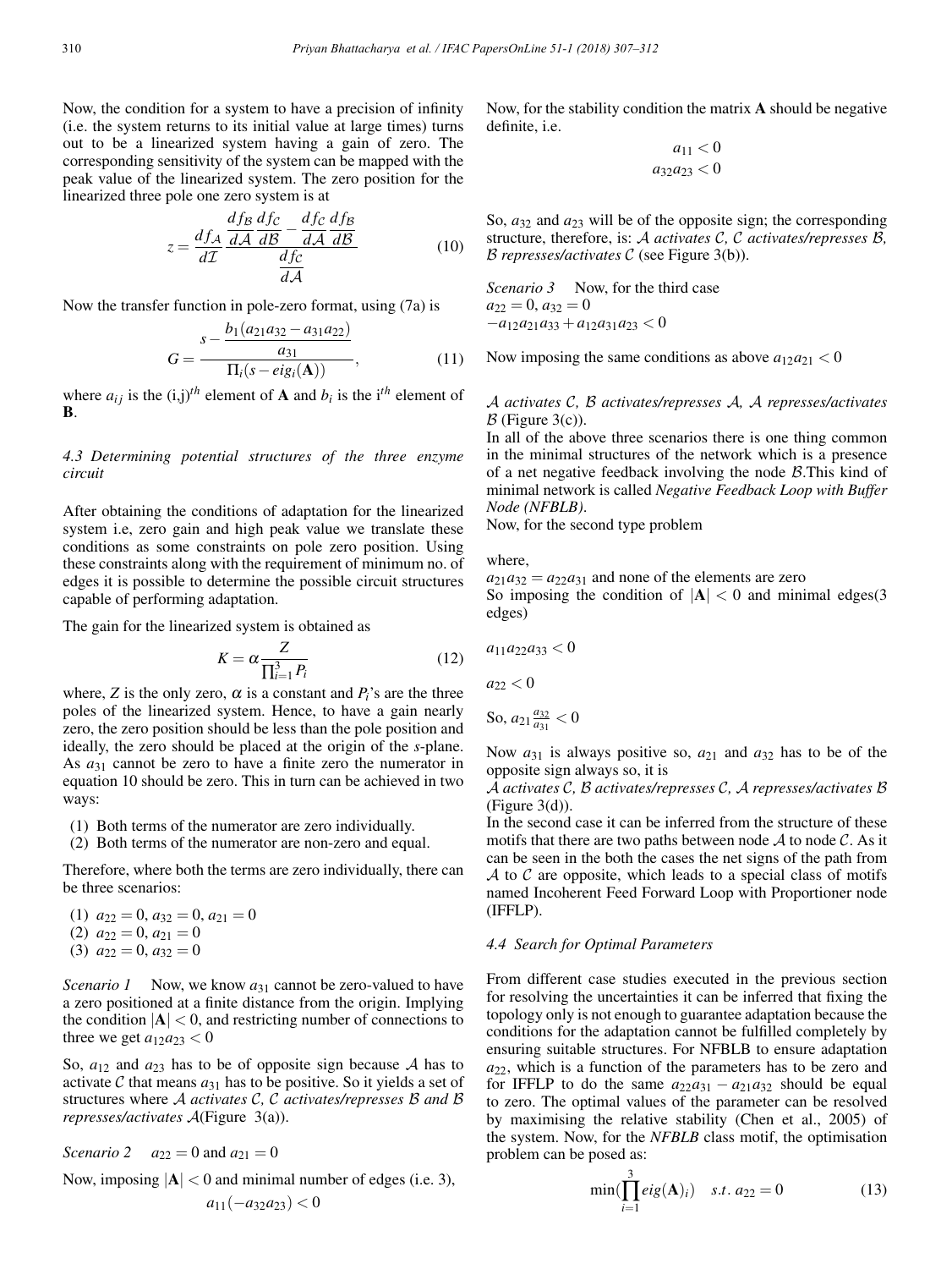Now, the condition for a system to have a precision of infinity (i.e. the system returns to its initial value at large times) turns out to be a linearized system having a gain of zero. The corresponding sensitivity of the system can be mapped with the peak value of the linearized system. The zero position for the linearized three pole one zero system is at

$$z = \frac{df_{\mathcal{A}}}{d\mathcal{I}} \frac{\frac{df_{\mathcal{B}}}{d\mathcal{A}}\frac{df_{\mathcal{C}}}{d\mathcal{B}} - \frac{df_{\mathcal{C}}}{d\mathcal{A}}\frac{df_{\mathcal{B}}}{d\mathcal{B}}}{\frac{df_{\mathcal{C}}}{d\mathcal{A}}} \tag{10}$$

Now the transfer function in pole-zero format, using (7a) is

$$G = \frac{s - \frac{b_1(a_{21}a_{32} - a_{31}a_{22})}{a_{31}}}{\Pi_i(s - eig_i(\mathbf{A}))}, \tag{11}$$

where $a_{ij}$ is the $(i,j)^{th}$ element of **A** and $b_i$ is the i$^{th}$ element of **B**.

### 4.3 Determining potential structures of the three enzyme circuit

After obtaining the conditions of adaptation for the linearized system i.e, zero gain and high peak value we translate these conditions as some constraints on pole zero position. Using these constraints along with the requirement of minimum no. of edges it is possible to determine the possible circuit structures capable of performing adaptation.

The gain for the linearized system is obtained as

$$K = \alpha \frac{Z}{\prod_{i=1}^{3} P_i} \tag{12}$$

where, $Z$ is the only zero, $\alpha$ is a constant and $P_i$'s are the three poles of the linearized system. Hence, to have a gain nearly zero, the zero position should be less than the pole position and ideally, the zero should be placed at the origin of the $s$-plane. As $a_{31}$ cannot be zero to have a finite zero the numerator in equation 10 should be zero. This in turn can be achieved in two ways:

(1) Both terms of the numerator are zero individually.
(2) Both terms of the numerator are non-zero and equal.

Therefore, where both the terms are zero individually, there can be three scenarios:

(1) $a_{22} = 0$, $a_{32} = 0$, $a_{21} = 0$
(2) $a_{22} = 0$, $a_{21} = 0$
(3) $a_{22} = 0$, $a_{32} = 0$

*Scenario 1* Now, we know $a_{31}$ cannot be zero-valued to have a zero positioned at a finite distance from the origin. Implying the condition $|\mathbf{A}| < 0$, and restricting number of connections to three we get $a_{12}a_{23} < 0$

So, $a_{12}$ and $a_{23}$ has to be of opposite sign because $\mathcal{A}$ has to activate $\mathcal{C}$ that means $a_{31}$ has to be positive. So it yields a set of structures where *$\mathcal{A}$ activates $\mathcal{C}$, $\mathcal{C}$ activates/represses $\mathcal{B}$ and $\mathcal{B}$ represses/activates* $\mathcal{A}$(Figure 3(a)).

*Scenario 2* $a_{22} = 0$ and $a_{21} = 0$

Now, imposing $|\mathbf{A}| < 0$ and minimal number of edges (i.e. 3),

$$a_{11}(-a_{32}a_{23}) < 0$$

Now, for the stability condition the matrix **A** should be negative definite, i.e.

$$a_{11} < 0$$
$$a_{32}a_{23} < 0$$

So, $a_{32}$ and $a_{23}$ will be of the opposite sign; the corresponding structure, therefore, is: *$\mathcal{A}$ activates $\mathcal{C}$, $\mathcal{C}$ activates/represses $\mathcal{B}$, $\mathcal{B}$ represses/activates $\mathcal{C}$* (see Figure 3(b)).

*Scenario 3* Now, for the third case
$a_{22} = 0$, $a_{32} = 0$
$-a_{12}a_{21}a_{33} + a_{12}a_{31}a_{23} < 0$

Now imposing the same conditions as above $a_{12}a_{21} < 0$

*$\mathcal{A}$ activates $\mathcal{C}$, $\mathcal{B}$ activates/represses $\mathcal{A}$, $\mathcal{A}$ represses/activates $\mathcal{B}$* (Figure 3(c)).

In all of the above three scenarios there is one thing common in the minimal structures of the network which is a presence of a net negative feedback involving the node $\mathcal{B}$.This kind of minimal network is called *Negative Feedback Loop with Buffer Node (NFBLB)*.

Now, for the second type problem

where,

$a_{21}a_{32} = a_{22}a_{31}$ and none of the elements are zero
So imposing the condition of $|\mathbf{A}| < 0$ and minimal edges(3 edges)

$$a_{11}a_{22}a_{33} < 0$$

$$a_{22} < 0$$

So, $a_{21}\frac{a_{32}}{a_{31}} < 0$

Now $a_{31}$ is always positive so, $a_{21}$ and $a_{32}$ has to be of the opposite sign always so, it is
*$\mathcal{A}$ activates $\mathcal{C}$, $\mathcal{B}$ activates/represses $\mathcal{C}$, $\mathcal{A}$ represses/activates $\mathcal{B}$* (Figure 3(d)).

In the second case it can be inferred from the structure of these motifs that there are two paths between node $\mathcal{A}$ to node $\mathcal{C}$. As it can be seen in the both the cases the net signs of the path from $\mathcal{A}$ to $\mathcal{C}$ are opposite, which leads to a special class of motifs named Incoherent Feed Forward Loop with Proportioner node (IFFLP).

### 4.4 Search for Optimal Parameters

From different case studies executed in the previous section for resolving the uncertainties it can be inferred that fixing the topology only is not enough to guarantee adaptation because the conditions for the adaptation cannot be fulfilled completely by ensuring suitable structures. For NFBLB to ensure adaptation $a_{22}$, which is a function of the parameters has to be zero and for IFFLP to do the same $a_{22}a_{31} - a_{21}a_{32}$ should be equal to zero. The optimal values of the parameter can be resolved by maximising the relative stability (Chen et al., 2005) of the system. Now, for the *NFBLB* class motif, the optimisation problem can be posed as:

$$\min\left(\prod_{i=1}^{3} eig(\mathbf{A})_i\right) \quad s.t.\ a_{22} = 0 \tag{13}$$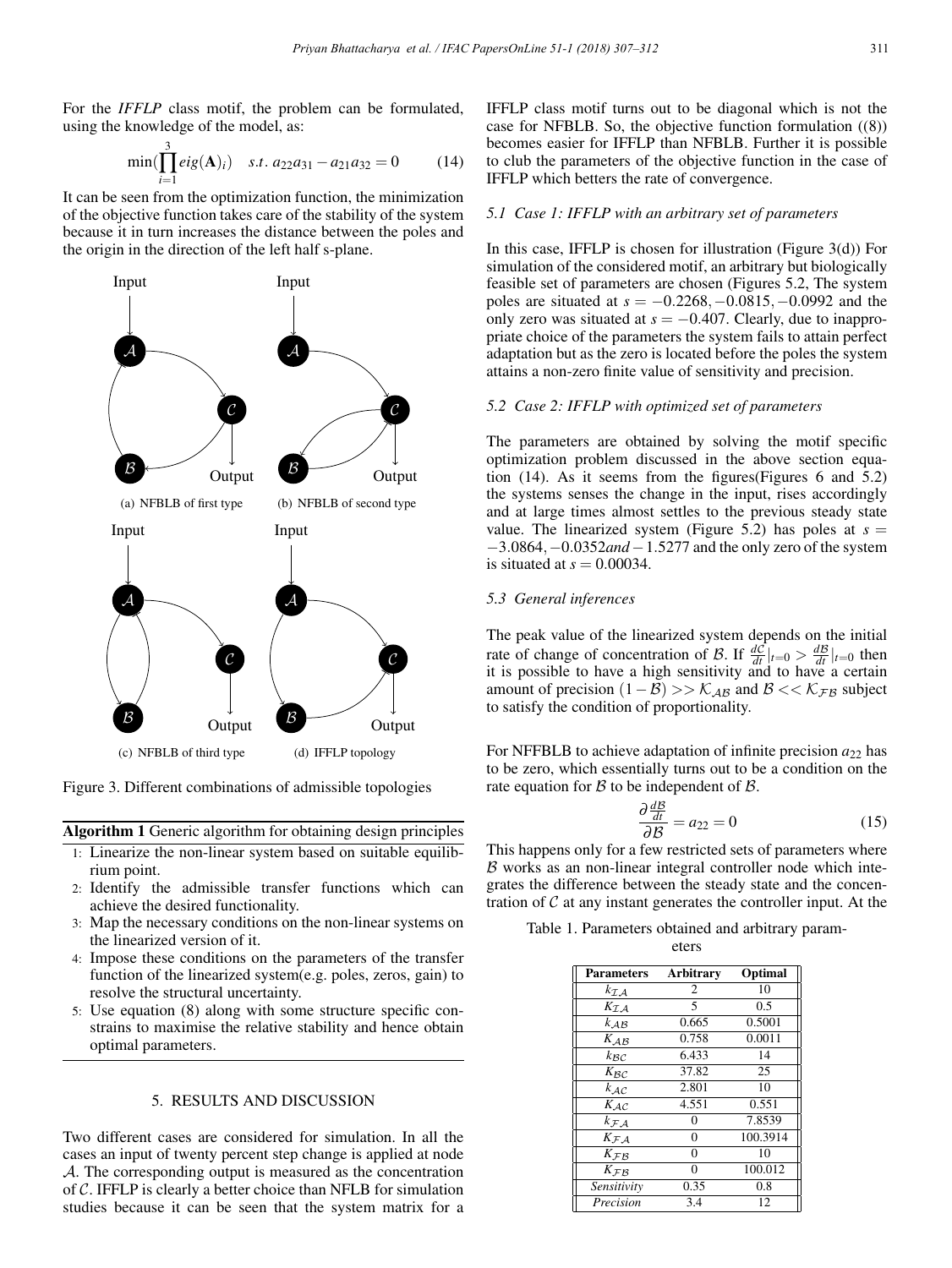For the *IFFLP* class motif, the problem can be formulated, using the knowledge of the model, as:

$$\min(\prod_{i=1}^{3} eig(\mathbf{A})_i) \quad s.t. \; a_{22}a_{31} - a_{21}a_{32} = 0 \tag{14}$$

It can be seen from the optimization function, the minimization of the objective function takes care of the stability of the system because it in turn increases the distance between the poles and the origin in the direction of the left half s-plane.

(a) NFBLB of first type (b) NFBLB of second type

(c) NFBLB of third type (d) IFFLP topology

Figure 3. Different combinations of admissible topologies

**Algorithm 1** Generic algorithm for obtaining design principles

1. Linearize the non-linear system based on suitable equilibrium point.
2. Identify the admissible transfer functions which can achieve the desired functionality.
3. Map the necessary conditions on the non-linear systems on the linearized version of it.
4. Impose these conditions on the parameters of the transfer function of the linearized system(e.g. poles, zeros, gain) to resolve the structural uncertainty.
5. Use equation (8) along with some structure specific constrains to maximise the relative stability and hence obtain optimal parameters.

## 5. RESULTS AND DISCUSSION

Two different cases are considered for simulation. In all the cases an input of twenty percent step change is applied at node $\mathcal{A}$. The corresponding output is measured as the concentration of $\mathcal{C}$. IFFLP is clearly a better choice than NFLB for simulation studies because it can be seen that the system matrix for a IFFLP class motif turns out to be diagonal which is not the case for NFBLB. So, the objective function formulation ((8)) becomes easier for IFFLP than NFBLB. Further it is possible to club the parameters of the objective function in the case of IFFLP which betters the rate of convergence.

### 5.1 Case 1: IFFLP with an arbitrary set of parameters

In this case, IFFLP is chosen for illustration (Figure 3(d)) For simulation of the considered motif, an arbitrary but biologically feasible set of parameters are chosen (Figures 5.2, The system poles are situated at $s = -0.2268, -0.0815, -0.0992$ and the only zero was situated at $s = -0.407$. Clearly, due to inappropriate choice of the parameters the system fails to attain perfect adaptation but as the zero is located before the poles the system attains a non-zero finite value of sensitivity and precision.

### 5.2 Case 2: IFFLP with optimized set of parameters

The parameters are obtained by solving the motif specific optimization problem discussed in the above section equation (14). As it seems from the figures(Figures 6 and 5.2) the systems senses the change in the input, rises accordingly and at large times almost settles to the previous steady state value. The linearized system (Figure 5.2) has poles at $s = -3.0864, -0.0352 and -1.5277$ and the only zero of the system is situated at $s = 0.00034$.

### 5.3 General inferences

The peak value of the linearized system depends on the initial rate of change of concentration of $\mathcal{B}$. If $\frac{d\mathcal{C}}{dt}|_{t=0} > \frac{d\mathcal{B}}{dt}|_{t=0}$ then it is possible to have a high sensitivity and to have a certain amount of precision $(1-\mathcal{B}) >> \mathcal{K}_{\mathcal{AB}}$ and $\mathcal{B} << \mathcal{K}_{\mathcal{FB}}$ subject to satisfy the condition of proportionality.

For NFFBLB to achieve adaptation of infinite precision $a_{22}$ has to be zero, which essentially turns out to be a condition on the rate equation for $\mathcal{B}$ to be independent of $\mathcal{B}$.

$$\frac{\partial \frac{d\mathcal{B}}{dt}}{\partial \mathcal{B}} = a_{22} = 0 \tag{15}$$

This happens only for a few restricted sets of parameters where $\mathcal{B}$ works as an non-linear integral controller node which integrates the difference between the steady state and the concentration of $\mathcal{C}$ at any instant generates the controller input. At the

Table 1. Parameters obtained and arbitrary parameters

| Parameters | Arbitrary | Optimal |
|---|---|---|
| $k_{\mathcal{IA}}$ | 2 | 10 |
| $K_{\mathcal{IA}}$ | 5 | 0.5 |
| $k_{\mathcal{AB}}$ | 0.665 | 0.5001 |
| $K_{\mathcal{AB}}$ | 0.758 | 0.0011 |
| $k_{\mathcal{BC}}$ | 6.433 | 14 |
| $K_{\mathcal{BC}}$ | 37.82 | 25 |
| $k_{\mathcal{AC}}$ | 2.801 | 10 |
| $K_{\mathcal{AC}}$ | 4.551 | 0.551 |
| $k_{\mathcal{FA}}$ | 0 | 7.8539 |
| $K_{\mathcal{FA}}$ | 0 | 100.3914 |
| $k_{\mathcal{FB}}$ | 0 | 10 |
| $K_{\mathcal{FB}}$ | 0 | 100.012 |
| *Sensitivity* | 0.35 | 0.8 |
| *Precision* | 3.4 | 12 |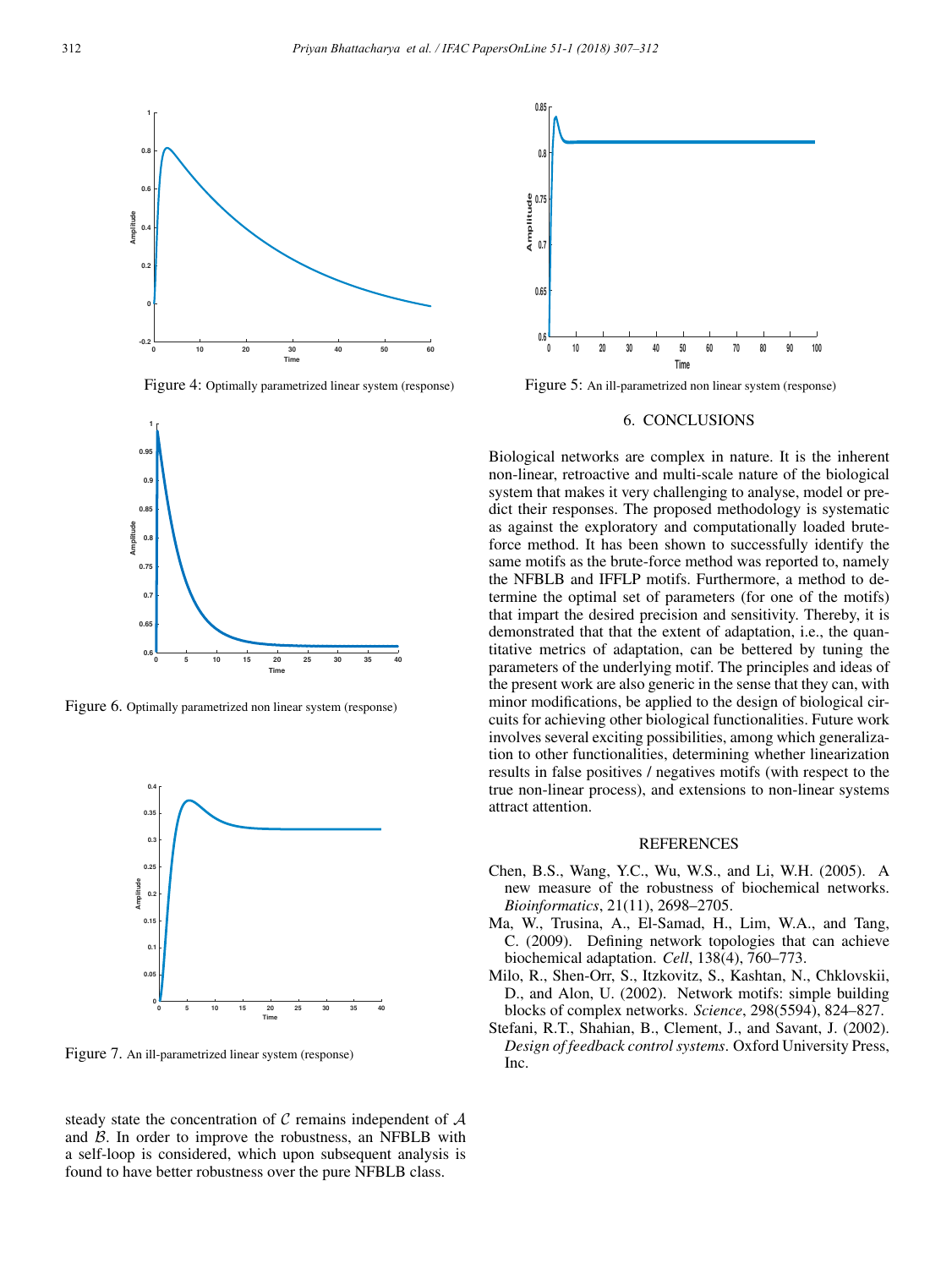Amplitude
1
0.8
0.6
0.4
0.2
0
-0.2
0 10 20 30 40 50 60
Time

Figure 4: Optimally parametrized linear system (response)

Amplitude
1
0.95
0.9
0.85
0.8
0.75
0.7
0.65
0.6
0 5 10 15 20 25 30 35 40
Time

Figure 6. Optimally parametrized non linear system (response)

Amplitude
0.4
0.35
0.3
0.25
0.2
0.15
0.1
0.05
0
0 5 10 15 20 25 30 35 40
Time

Figure 7. An ill-parametrized linear system (response)

steady state the concentration of $\mathcal{C}$ remains independent of $\mathcal{A}$ and $\mathcal{B}$. In order to improve the robustness, an NFBLB with a self-loop is considered, which upon subsequent analysis is found to have better robustness over the pure NFBLB class.

Amplitude
0.85
0.8
0.75
0.7
0.65
0.6
0 10 20 30 40 50 60 70 80 90 100
Time

Figure 5: An ill-parametrized non linear system (response)

## 6. CONCLUSIONS

Biological networks are complex in nature. It is the inherent non-linear, retroactive and multi-scale nature of the biological system that makes it very challenging to analyse, model or predict their responses. The proposed methodology is systematic as against the exploratory and computationally loaded brute-force method. It has been shown to successfully identify the same motifs as the brute-force method was reported to, namely the NFBLB and IFFLP motifs. Furthermore, a method to determine the optimal set of parameters (for one of the motifs) that impart the desired precision and sensitivity. Thereby, it is demonstrated that that the extent of adaptation, i.e., the quantitative metrics of adaptation, can be bettered by tuning the parameters of the underlying motif. The principles and ideas of the present work are also generic in the sense that they can, with minor modifications, be applied to the design of biological circuits for achieving other biological functionalities. Future work involves several exciting possibilities, among which generalization to other functionalities, determining whether linearization results in false positives / negatives motifs (with respect to the true non-linear process), and extensions to non-linear systems attract attention.

## REFERENCES

Chen, B.S., Wang, Y.C., Wu, W.S., and Li, W.H. (2005). A new measure of the robustness of biochemical networks. *Bioinformatics*, 21(11), 2698–2705.

Ma, W., Trusina, A., El-Samad, H., Lim, W.A., and Tang, C. (2009). Defining network topologies that can achieve biochemical adaptation. *Cell*, 138(4), 760–773.

Milo, R., Shen-Orr, S., Itzkovitz, S., Kashtan, N., Chklovskii, D., and Alon, U. (2002). Network motifs: simple building blocks of complex networks. *Science*, 298(5594), 824–827.

Stefani, R.T., Shahian, B., Clement, J., and Savant, J. (2002). *Design of feedback control systems*. Oxford University Press, Inc.